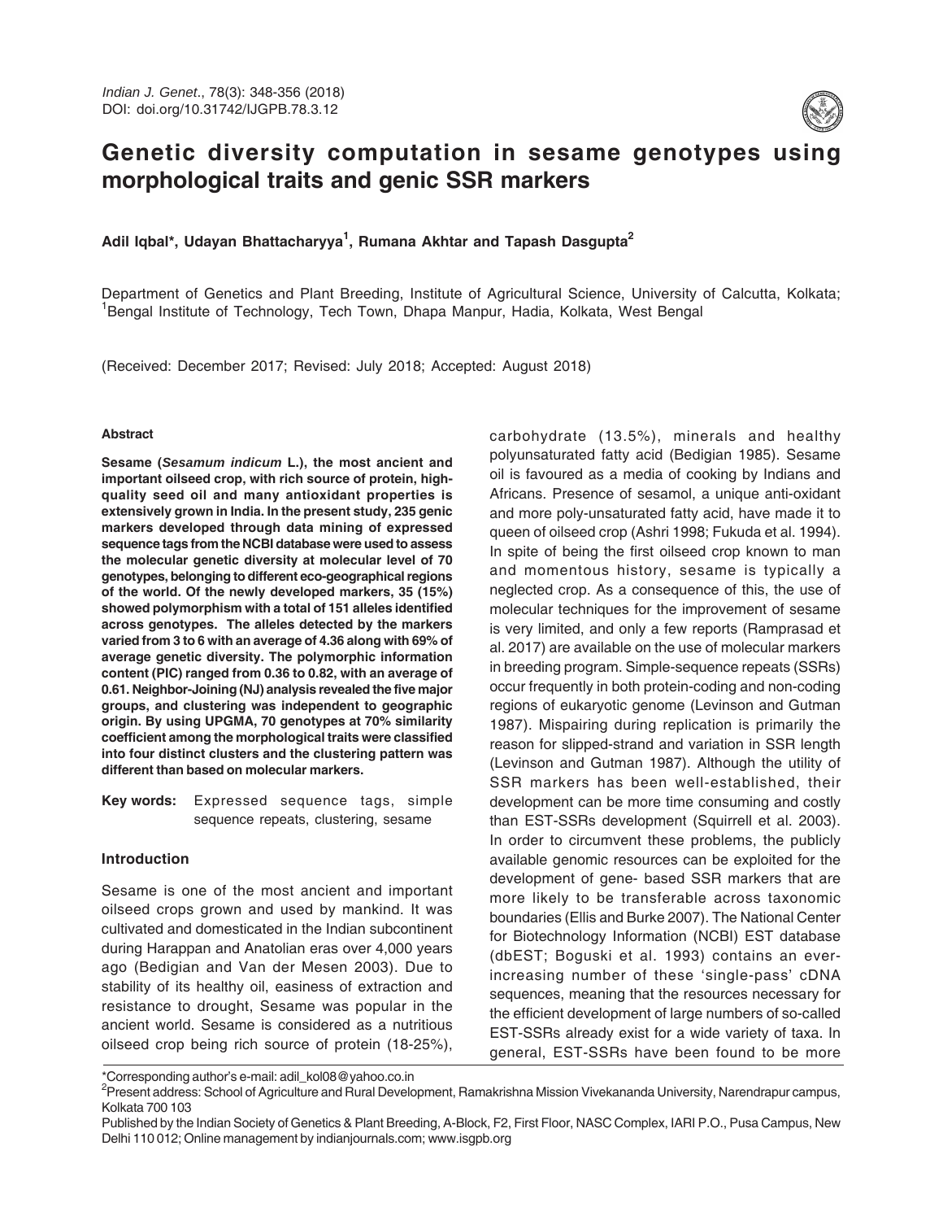# Genetic diversity computation in sesame genotypes using morphological traits and genic SSR markers

**Adil Iqbal*, Udayan Bhattacharyya[1], Rumana Akhtar and Tapash Dasgupta[2]**

Department of Genetics and Plant Breeding, Institute of Agricultural Science, University of Calcutta, Kolkata; [1]Bengal Institute of Technology, Tech Town, Dhapa Manpur, Hadia, Kolkata, West Bengal

(Received: December 2017; Revised: July 2018; Accepted: August 2018)

### Abstract

**Sesame (*Sesamum indicum* L.), the most ancient and important oilseed crop, with rich source of protein, high-quality seed oil and many antioxidant properties is extensively grown in India. In the present study, 235 genic markers developed through data mining of expressed sequence tags from the NCBI database were used to assess the molecular genetic diversity at molecular level of 70 genotypes, belonging to different eco-geographical regions of the world. Of the newly developed markers, 35 (15%) showed polymorphism with a total of 151 alleles identified across genotypes. The alleles detected by the markers varied from 3 to 6 with an average of 4.36 along with 69% of average genetic diversity. The polymorphic information content (PIC) ranged from 0.36 to 0.82, with an average of 0.61. Neighbor-Joining (NJ) analysis revealed the five major groups, and clustering was independent to geographic origin. By using UPGMA, 70 genotypes at 70% similarity coefficient among the morphological traits were classified into four distinct clusters and the clustering pattern was different than based on molecular markers.**

**Key words:** Expressed sequence tags, simple sequence repeats, clustering, sesame

## Introduction

Sesame is one of the most ancient and important oilseed crops grown and used by mankind. It was cultivated and domesticated in the Indian subcontinent during Harappan and Anatolian eras over 4,000 years ago (Bedigian and Van der Mesen 2003). Due to stability of its healthy oil, easiness of extraction and resistance to drought, Sesame was popular in the ancient world. Sesame is considered as a nutritious oilseed crop being rich source of protein (18-25%), carbohydrate (13.5%), minerals and healthy polyunsaturated fatty acid (Bedigian 1985). Sesame oil is favoured as a media of cooking by Indians and Africans. Presence of sesamol, a unique anti-oxidant and more poly-unsaturated fatty acid, have made it to queen of oilseed crop (Ashri 1998; Fukuda et al. 1994). In spite of being the first oilseed crop known to man and momentous history, sesame is typically a neglected crop. As a consequence of this, the use of molecular techniques for the improvement of sesame is very limited, and only a few reports (Ramprasad et al. 2017) are available on the use of molecular markers in breeding program. Simple-sequence repeats (SSRs) occur frequently in both protein-coding and non-coding regions of eukaryotic genome (Levinson and Gutman 1987). Mispairing during replication is primarily the reason for slipped-strand and variation in SSR length (Levinson and Gutman 1987). Although the utility of SSR markers has been well-established, their development can be more time consuming and costly than EST-SSRs development (Squirrell et al. 2003). In order to circumvent these problems, the publicly available genomic resources can be exploited for the development of gene- based SSR markers that are more likely to be transferable across taxonomic boundaries (Ellis and Burke 2007). The National Center for Biotechnology Information (NCBI) EST database (dbEST; Boguski et al. 1993) contains an ever-increasing number of these 'single-pass' cDNA sequences, meaning that the resources necessary for the efficient development of large numbers of so-called EST-SSRs already exist for a wide variety of taxa. In general, EST-SSRs have been found to be more

*Corresponding author's e-mail: adil_kol08@yahoo.co.in

[2]Present address: School of Agriculture and Rural Development, Ramakrishna Mission Vivekananda University, Narendrapur campus, Kolkata 700 103

Published by the Indian Society of Genetics & Plant Breeding, A-Block, F2, First Floor, NASC Complex, IARI P.O., Pusa Campus, New Delhi 110 012; Online management by indianjournals.com; www.isgpb.org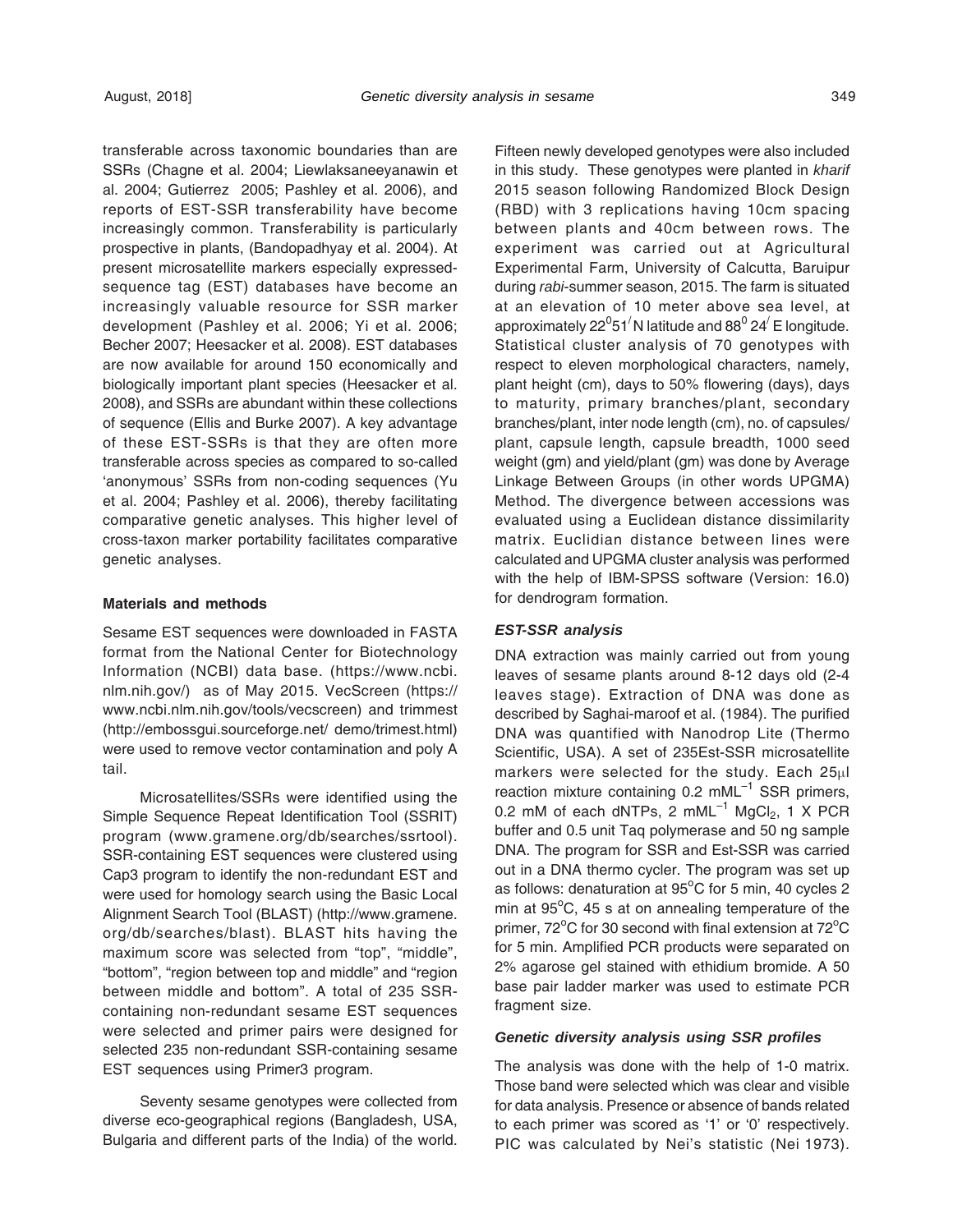transferable across taxonomic boundaries than are SSRs (Chagne et al. 2004; Liewlaksaneeyanawin et al. 2004; Gutierrez 2005; Pashley et al. 2006), and reports of EST-SSR transferability have become increasingly common. Transferability is particularly prospective in plants, (Bandopadhyay et al. 2004). At present microsatellite markers especially expressed-sequence tag (EST) databases have become an increasingly valuable resource for SSR marker development (Pashley et al. 2006; Yi et al. 2006; Becher 2007; Heesacker et al. 2008). EST databases are now available for around 150 economically and biologically important plant species (Heesacker et al. 2008), and SSRs are abundant within these collections of sequence (Ellis and Burke 2007). A key advantage of these EST-SSRs is that they are often more transferable across species as compared to so-called 'anonymous' SSRs from non-coding sequences (Yu et al. 2004; Pashley et al. 2006), thereby facilitating comparative genetic analyses. This higher level of cross-taxon marker portability facilitates comparative genetic analyses.

## Materials and methods

Sesame EST sequences were downloaded in FASTA format from the National Center for Biotechnology Information (NCBI) data base. (https://www.ncbi.nlm.nih.gov/) as of May 2015. VecScreen (https://www.ncbi.nlm.nih.gov/tools/vecscreen) and trimmest (http://embossgui.sourceforge.net/ demo/trimest.html) were used to remove vector contamination and poly A tail.

Microsatellites/SSRs were identified using the Simple Sequence Repeat Identification Tool (SSRIT) program (www.gramene.org/db/searches/ssrtool). SSR-containing EST sequences were clustered using Cap3 program to identify the non-redundant EST and were used for homology search using the Basic Local Alignment Search Tool (BLAST) (http://www.gramene.org/db/searches/blast). BLAST hits having the maximum score was selected from "top", "middle", "bottom", "region between top and middle" and "region between middle and bottom". A total of 235 SSR-containing non-redundant sesame EST sequences were selected and primer pairs were designed for selected 235 non-redundant SSR-containing sesame EST sequences using Primer3 program.

Seventy sesame genotypes were collected from diverse eco-geographical regions (Bangladesh, USA, Bulgaria and different parts of the India) of the world. Fifteen newly developed genotypes were also included in this study. These genotypes were planted in *kharif* 2015 season following Randomized Block Design (RBD) with 3 replications having 10cm spacing between plants and 40cm between rows. The experiment was carried out at Agricultural Experimental Farm, University of Calcutta, Baruipur during *rabi*-summer season, 2015. The farm is situated at an elevation of 10 meter above sea level, at approximately $22^0 51^/$ N latitude and $88^0 24^/$ E longitude. Statistical cluster analysis of 70 genotypes with respect to eleven morphological characters, namely, plant height (cm), days to 50% flowering (days), days to maturity, primary branches/plant, secondary branches/plant, inter node length (cm), no. of capsules/plant, capsule length, capsule breadth, 1000 seed weight (gm) and yield/plant (gm) was done by Average Linkage Between Groups (in other words UPGMA) Method. The divergence between accessions was evaluated using a Euclidean distance dissimilarity matrix. Euclidian distance between lines were calculated and UPGMA cluster analysis was performed with the help of IBM-SPSS software (Version: 16.0) for dendrogram formation.

### *EST-SSR analysis*

DNA extraction was mainly carried out from young leaves of sesame plants around 8-12 days old (2-4 leaves stage). Extraction of DNA was done as described by Saghai-maroof et al. (1984). The purified DNA was quantified with Nanodrop Lite (Thermo Scientific, USA). A set of 235Est-SSR microsatellite markers were selected for the study. Each 25μl reaction mixture containing 0.2 $mML^{-1}$ SSR primers, 0.2 mM of each dNTPs, 2 $mML^{-1}$ $MgCl_2$, 1 X PCR buffer and 0.5 unit Taq polymerase and 50 ng sample DNA. The program for SSR and Est-SSR was carried out in a DNA thermo cycler. The program was set up as follows: denaturation at 95°C for 5 min, 40 cycles 2 min at 95°C, 45 s at on annealing temperature of the primer, 72°C for 30 second with final extension at 72°C for 5 min. Amplified PCR products were separated on 2% agarose gel stained with ethidium bromide. A 50 base pair ladder marker was used to estimate PCR fragment size.

### *Genetic diversity analysis using SSR profiles*

The analysis was done with the help of 1-0 matrix. Those band were selected which was clear and visible for data analysis. Presence or absence of bands related to each primer was scored as '1' or '0' respectively. PIC was calculated by Nei's statistic (Nei 1973).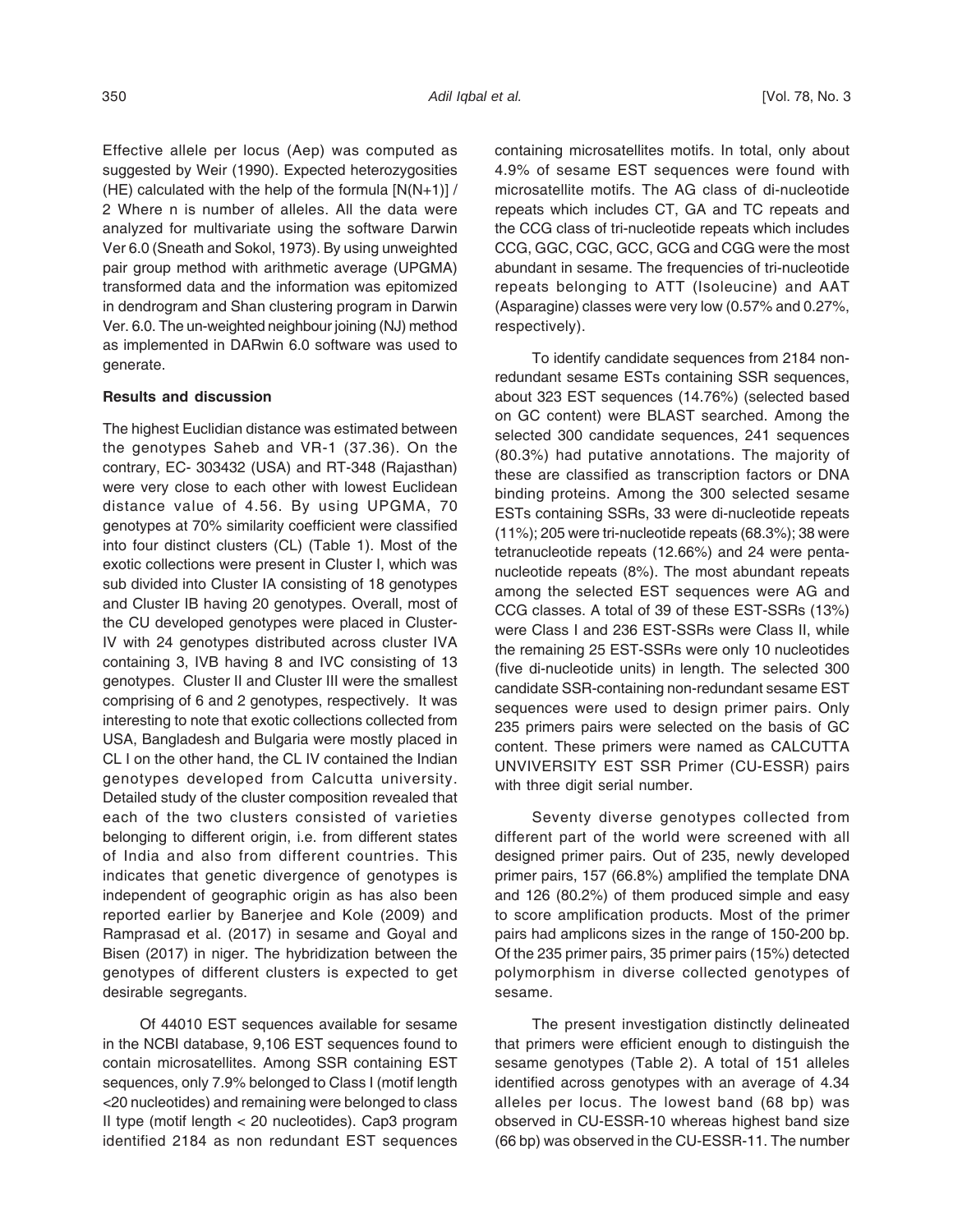Effective allele per locus (Aep) was computed as suggested by Weir (1990). Expected heterozygosities (HE) calculated with the help of the formula [N(N+1)] / 2 Where n is number of alleles. All the data were analyzed for multivariate using the software Darwin Ver 6.0 (Sneath and Sokol, 1973). By using unweighted pair group method with arithmetic average (UPGMA) transformed data and the information was epitomized in dendrogram and Shan clustering program in Darwin Ver. 6.0. The un-weighted neighbour joining (NJ) method as implemented in DARwin 6.0 software was used to generate.

**Results and discussion**

The highest Euclidian distance was estimated between the genotypes Saheb and VR-1 (37.36). On the contrary, EC- 303432 (USA) and RT-348 (Rajasthan) were very close to each other with lowest Euclidean distance value of 4.56. By using UPGMA, 70 genotypes at 70% similarity coefficient were classified into four distinct clusters (CL) (Table 1). Most of the exotic collections were present in Cluster I, which was sub divided into Cluster IA consisting of 18 genotypes and Cluster IB having 20 genotypes. Overall, most of the CU developed genotypes were placed in Cluster-IV with 24 genotypes distributed across cluster IVA containing 3, IVB having 8 and IVC consisting of 13 genotypes. Cluster II and Cluster III were the smallest comprising of 6 and 2 genotypes, respectively. It was interesting to note that exotic collections collected from USA, Bangladesh and Bulgaria were mostly placed in CL I on the other hand, the CL IV contained the Indian genotypes developed from Calcutta university. Detailed study of the cluster composition revealed that each of the two clusters consisted of varieties belonging to different origin, i.e. from different states of India and also from different countries. This indicates that genetic divergence of genotypes is independent of geographic origin as has also been reported earlier by Banerjee and Kole (2009) and Ramprasad et al. (2017) in sesame and Goyal and Bisen (2017) in niger. The hybridization between the genotypes of different clusters is expected to get desirable segregants.

Of 44010 EST sequences available for sesame in the NCBI database, 9,106 EST sequences found to contain microsatellites. Among SSR containing EST sequences, only 7.9% belonged to Class I (motif length <20 nucleotides) and remaining were belonged to class II type (motif length < 20 nucleotides). Cap3 program identified 2184 as non redundant EST sequences containing microsatellites motifs. In total, only about 4.9% of sesame EST sequences were found with microsatellite motifs. The AG class of di-nucleotide repeats which includes CT, GA and TC repeats and the CCG class of tri-nucleotide repeats which includes CCG, GGC, CGC, GCC, GCG and CGG were the most abundant in sesame. The frequencies of tri-nucleotide repeats belonging to ATT (Isoleucine) and AAT (Asparagine) classes were very low (0.57% and 0.27%, respectively).

To identify candidate sequences from 2184 non-redundant sesame ESTs containing SSR sequences, about 323 EST sequences (14.76%) (selected based on GC content) were BLAST searched. Among the selected 300 candidate sequences, 241 sequences (80.3%) had putative annotations. The majority of these are classified as transcription factors or DNA binding proteins. Among the 300 selected sesame ESTs containing SSRs, 33 were di-nucleotide repeats (11%); 205 were tri-nucleotide repeats (68.3%); 38 were tetranucleotide repeats (12.66%) and 24 were penta-nucleotide repeats (8%). The most abundant repeats among the selected EST sequences were AG and CCG classes. A total of 39 of these EST-SSRs (13%) were Class I and 236 EST-SSRs were Class II, while the remaining 25 EST-SSRs were only 10 nucleotides (five di-nucleotide units) in length. The selected 300 candidate SSR-containing non-redundant sesame EST sequences were used to design primer pairs. Only 235 primers pairs were selected on the basis of GC content. These primers were named as CALCUTTA UNVIVERSITY EST SSR Primer (CU-ESSR) pairs with three digit serial number.

Seventy diverse genotypes collected from different part of the world were screened with all designed primer pairs. Out of 235, newly developed primer pairs, 157 (66.8%) amplified the template DNA and 126 (80.2%) of them produced simple and easy to score amplification products. Most of the primer pairs had amplicons sizes in the range of 150-200 bp. Of the 235 primer pairs, 35 primer pairs (15%) detected polymorphism in diverse collected genotypes of sesame.

The present investigation distinctly delineated that primers were efficient enough to distinguish the sesame genotypes (Table 2). A total of 151 alleles identified across genotypes with an average of 4.34 alleles per locus. The lowest band (68 bp) was observed in CU-ESSR-10 whereas highest band size (66 bp) was observed in the CU-ESSR-11. The number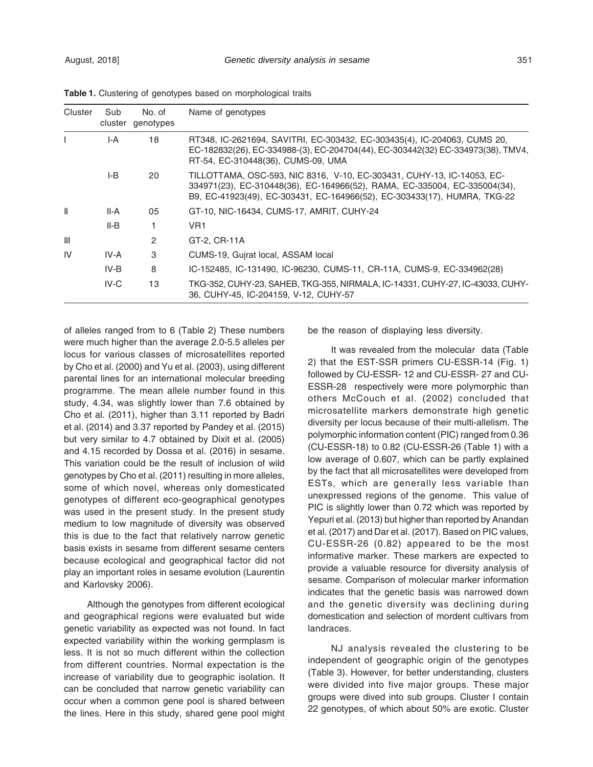**Table 1.** Clustering of genotypes based on morphological traits

| Cluster | Sub cluster | No. of genotypes | Name of genotypes |
|---|---|---|---|
| I | I-A | 18 | RT348, IC-2621694, SAVITRI, EC-303432, EC-303435(4), IC-204063, CUMS 20, EC-182832(26), EC-334988-(3), EC-204704(44), EC-303442(32) EC-334973(38), TMV4, RT-54, EC-310448(36), CUMS-09, UMA |
| | I-B | 20 | TILLOTTAMA, OSC-593, NIC 8316, V-10, EC-303431, CUHY-13, IC-14053, EC-334971(23), EC-310448(36), EC-164966(52), RAMA, EC-335004, EC-335004(34), B9, EC-41923(49), EC-303431, EC-164966(52), EC-303433(17), HUMRA, TKG-22 |
| II | II-A | 05 | GT-10, NIC-16434, CUMS-17, AMRIT, CUHY-24 |
| | II-B | 1 | VR1 |
| III | | 2 | GT-2, CR-11A |
| IV | IV-A | 3 | CUMS-19, Gujrat local, ASSAM local |
| | IV-B | 8 | IC-152485, IC-131490, IC-96230, CUMS-11, CR-11A, CUMS-9, EC-334962(28) |
| | IV-C | 13 | TKG-352, CUHY-23, SAHEB, TKG-355, NIRMALA, IC-14331, CUHY-27, IC-43033, CUHY-36, CUHY-45, IC-204159, V-12, CUHY-57 |

of alleles ranged from to 6 (Table 2) These numbers were much higher than the average 2.0-5.5 alleles per locus for various classes of microsatellites reported by Cho et al. (2000) and Yu et al. (2003), using different parental lines for an international molecular breeding programme. The mean allele number found in this study, 4.34, was slightly lower than 7.6 obtained by Cho et al. (2011), higher than 3.11 reported by Badri et al. (2014) and 3.37 reported by Pandey et al. (2015) but very similar to 4.7 obtained by Dixit et al. (2005) and 4.15 recorded by Dossa et al. (2016) in sesame. This variation could be the result of inclusion of wild genotypes by Cho et al. (2011) resulting in more alleles, some of which novel, whereas only domesticated genotypes of different eco-geographical genotypes was used in the present study. In the present study medium to low magnitude of diversity was observed this is due to the fact that relatively narrow genetic basis exists in sesame from different sesame centers because ecological and geographical factor did not play an important roles in sesame evolution (Laurentin and Karlovsky 2006).

Although the genotypes from different ecological and geographical regions were evaluated but wide genetic variability as expected was not found. In fact expected variability within the working germplasm is less. It is not so much different within the collection from different countries. Normal expectation is the increase of variability due to geographic isolation. It can be concluded that narrow genetic variability can occur when a common gene pool is shared between the lines. Here in this study, shared gene pool might be the reason of displaying less diversity.

It was revealed from the molecular data (Table 2) that the EST-SSR primers CU-ESSR-14 (Fig. 1) followed by CU-ESSR- 12 and CU-ESSR- 27 and CU-ESSR-28 respectively were more polymorphic than others McCouch et al. (2002) concluded that microsatellite markers demonstrate high genetic diversity per locus because of their multi-allelism. The polymorphic information content (PIC) ranged from 0.36 (CU-ESSR-18) to 0.82 (CU-ESSR-26 (Table 1) with a low average of 0.607, which can be partly explained by the fact that all microsatellites were developed from ESTs, which are generally less variable than unexpressed regions of the genome. This value of PIC is slightly lower than 0.72 which was reported by Yepuri et al. (2013) but higher than reported by Anandan et al. (2017) and Dar et al. (2017). Based on PIC values, CU-ESSR-26 (0.82) appeared to be the most informative marker. These markers are expected to provide a valuable resource for diversity analysis of sesame. Comparison of molecular marker information indicates that the genetic basis was narrowed down and the genetic diversity was declining during domestication and selection of mordent cultivars from landraces.

NJ analysis revealed the clustering to be independent of geographic origin of the genotypes (Table 3). However, for better understanding, clusters were divided into five major groups. These major groups were dived into sub groups. Cluster I contain 22 genotypes, of which about 50% are exotic. Cluster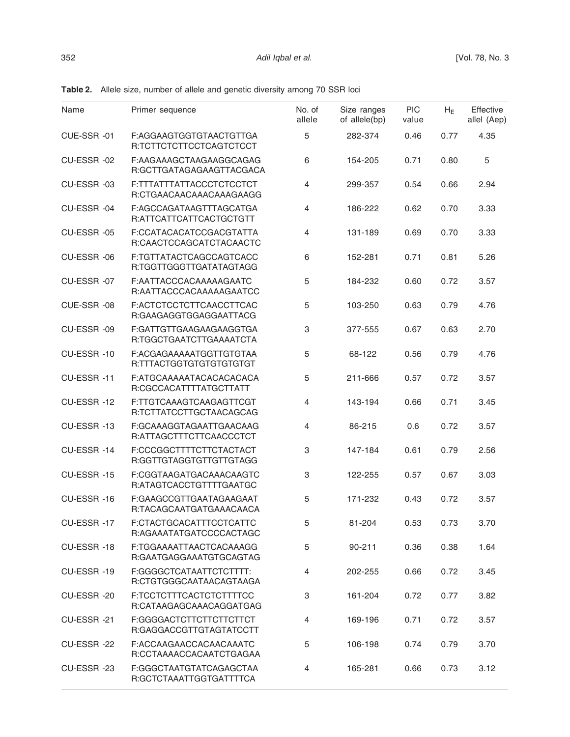**Table 2.** Allele size, number of allele and genetic diversity among 70 SSR loci

| Name | Primer sequence | No. of allele | Size ranges of allele(bp) | PIC value | $H_E$ | Effective allel (Aep) |
|---|---|---|---|---|---|---|
| CUE-SSR -01 | F:AGGAAGTGGTGTAACTGTTGA R:TCTTCTCTTCCTCAGTCTCCT | 5 | 282-374 | 0.46 | 0.77 | 4.35 |
| CU-ESSR -02 | F:AAGAAAGCTAAGAAGGCAGAG R:GCTTGATAGAGAAGTTACGACA | 6 | 154-205 | 0.71 | 0.80 | 5 |
| CU-ESSR -03 | F:TTTATTTATTACCCTCTCCTCT R:CTGAACAACAAACAAAGAAGG | 4 | 299-357 | 0.54 | 0.66 | 2.94 |
| CU-ESSR -04 | F:AGCCAGATAAGTTTAGCATGA R:ATTCATTCATTCACTGCTGTT | 4 | 186-222 | 0.62 | 0.70 | 3.33 |
| CU-ESSR -05 | F:CCATACACATCCGACGTATTA R:CAACTCCAGCATCTACAACTC | 4 | 131-189 | 0.69 | 0.70 | 3.33 |
| CU-ESSR -06 | F:TGTTATACTCAGCCAGTCACC R:TGGTTGGGTTGATATAGTAGG | 6 | 152-281 | 0.71 | 0.81 | 5.26 |
| CU-ESSR -07 | F:AATTACCCACAAAAAGAATC R:AATTACCCACAAAAAGAATCC | 5 | 184-232 | 0.60 | 0.72 | 3.57 |
| CUE-SSR -08 | F:ACTCTCCTCTTCAACCTTCAC R:GAAGAGGTGGAGGAATTACG | 5 | 103-250 | 0.63 | 0.79 | 4.76 |
| CU-ESSR -09 | F:GATTGTTGAAGAAGAAGGTGA R:TGGCTGAATCTTGAAAATCTA | 3 | 377-555 | 0.67 | 0.63 | 2.70 |
| CU-ESSR -10 | F:ACGAGAAAAATGGTTGTGTAA R:TTTACTGGTGTGTGTGTGTGT | 5 | 68-122 | 0.56 | 0.79 | 4.76 |
| CU-ESSR -11 | F:ATGCAAAAATACACACACACA R:CGCCACATTTTATGCTTATT | 5 | 211-666 | 0.57 | 0.72 | 3.57 |
| CU-ESSR -12 | F:TTGTCAAAGTCAAGAGTTCGT R:TCTTATCCTTGCTAACAGCAG | 4 | 143-194 | 0.66 | 0.71 | 3.45 |
| CU-ESSR -13 | F:GCAAAGGTAGAATTGAACAAG R:ATTAGCTTTCTTCAACCCTCT | 4 | 86-215 | 0.6 | 0.72 | 3.57 |
| CU-ESSR -14 | F:CCCGGCTTTTCTTCTACTACT R:GGTTGTAGGTGTTGTTGTAGG | 3 | 147-184 | 0.61 | 0.79 | 2.56 |
| CU-ESSR -15 | F:CGGTAAGATGACAAACAAGTC R:ATAGTCACCTGTTTTGAATGC | 3 | 122-255 | 0.57 | 0.67 | 3.03 |
| CU-ESSR -16 | F:GAAGCCGTTGAATAGAAGAAT R:TACAGCAATGATGAAACAACA | 5 | 171-232 | 0.43 | 0.72 | 3.57 |
| CU-ESSR -17 | F:CTACTGCACATTTCCTCATTC R:AGAAATATGATCCCCACTAGC | 5 | 81-204 | 0.53 | 0.73 | 3.70 |
| CU-ESSR -18 | F:TGGAAAATTAACTCACAAAGG R:GAATGAGGAAATGTGCAGTAG | 5 | 90-211 | 0.36 | 0.38 | 1.64 |
| CU-ESSR -19 | F:GGGGCTCATAATTCTCTTTT: R:CTGTGGGCAATAACAGTAAGA | 4 | 202-255 | 0.66 | 0.72 | 3.45 |
| CU-ESSR -20 | F:TCCTCTTTCACTCTCTTTTCC R:CATAAGAGCAAACAGGATGAG | 3 | 161-204 | 0.72 | 0.77 | 3.82 |
| CU-ESSR -21 | F:GGGGACTCTTCTTCTTCTTCT R:GAGGACCGTTGTAGTATCCTT | 4 | 169-196 | 0.71 | 0.72 | 3.57 |
| CU-ESSR -22 | F:ACCAAGAACCACAACAAATC R:CCTAAAACCACAATCTGAGAA | 5 | 106-198 | 0.74 | 0.79 | 3.70 |
| CU-ESSR -23 | F:GGGCTAATGTATCAGAGCTAA R:GCTCTAAATTGGTGATTTTCA | 4 | 165-281 | 0.66 | 0.73 | 3.12 |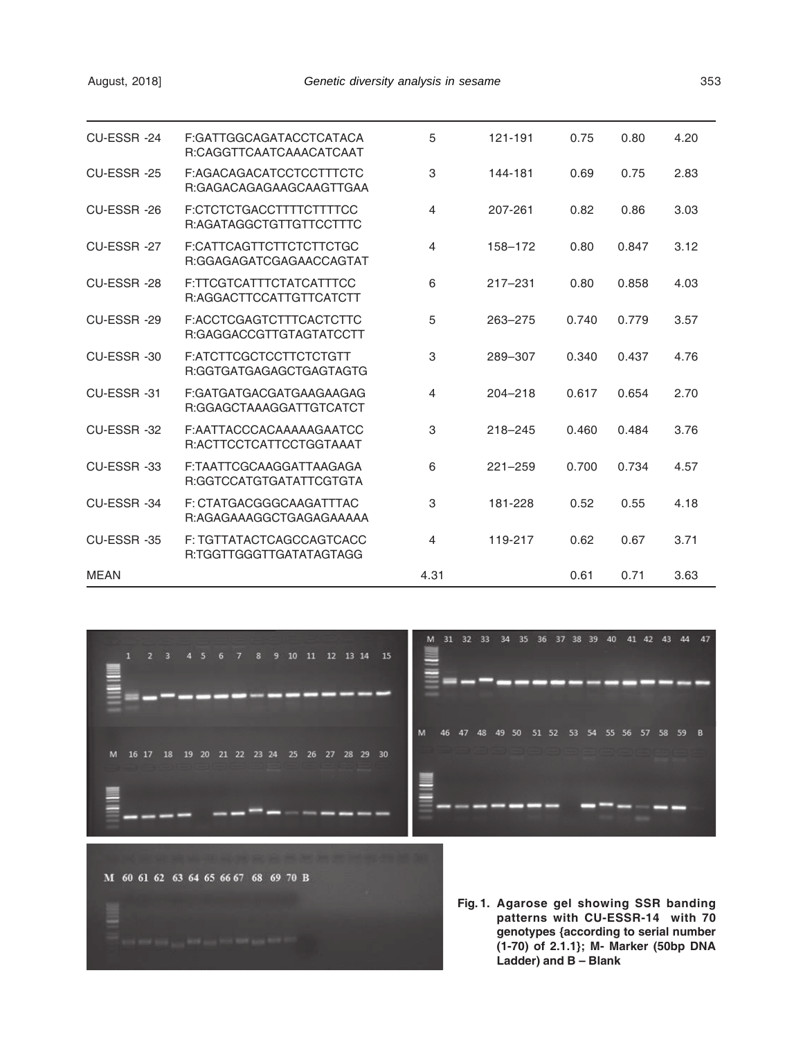| | | | | | | |
|---|---|---|---|---|---|---|
| CU-ESSR -24 | F:GATTGGCAGATACCTCATACA<br>R:CAGGTTCAATCAAACATCAAT | 5 | 121-191 | 0.75 | 0.80 | 4.20 |
| CU-ESSR -25 | F:AGACAGACATCCTCCTTTCTC<br>R:GAGACAGAGAAGCAAGTTGAA | 3 | 144-181 | 0.69 | 0.75 | 2.83 |
| CU-ESSR -26 | F:CTCTCTGACCTTTTCTTTTCC<br>R:AGATAGGCTGTTGTTCCTTTC | 4 | 207-261 | 0.82 | 0.86 | 3.03 |
| CU-ESSR -27 | F:CATTCAGTTCTTCTCTTCTGC<br>R:GGAGAGATCGAGAACCAGTAT | 4 | 158–172 | 0.80 | 0.847 | 3.12 |
| CU-ESSR -28 | F:TTCGTCATTTCTATCATTTCC<br>R:AGGACTTCCATTGTTCATCTT | 6 | 217–231 | 0.80 | 0.858 | 4.03 |
| CU-ESSR -29 | F:ACCTCGAGTCTTTCACTCTTC<br>R:GAGGACCGTTGTAGTATCCTT | 5 | 263–275 | 0.740 | 0.779 | 3.57 |
| CU-ESSR -30 | F:ATCTTCGCTCCTTCTCTGTT<br>R:GGTGATGAGAGCTGAGTAGTG | 3 | 289–307 | 0.340 | 0.437 | 4.76 |
| CU-ESSR -31 | F:GATGATGACGATGAAGAAGAG<br>R:GGAGCTAAAGGATTGTCATCT | 4 | 204–218 | 0.617 | 0.654 | 2.70 |
| CU-ESSR -32 | F:AATTACCCACAAAAAGAATCC<br>R:ACTTCCTCATTCCTGGTAAAT | 3 | 218–245 | 0.460 | 0.484 | 3.76 |
| CU-ESSR -33 | F:TAATTCGCAAGGATTAAGAGA<br>R:GGTCCATGTGATATTCGTGTA | 6 | 221–259 | 0.700 | 0.734 | 4.57 |
| CU-ESSR -34 | F: CTATGACGGGCAAGATTTAC<br>R:AGAGAAAGGCTGAGAGAAAAA | 3 | 181-228 | 0.52 | 0.55 | 4.18 |
| CU-ESSR -35 | F: TGTTATACTCAGCCAGTCACC<br>R:TGGTTGGGTTGATATAGTAGG | 4 | 119-217 | 0.62 | 0.67 | 3.71 |
| MEAN | | 4.31 | | 0.61 | 0.71 | 3.63 |

**Fig. 1. Agarose gel showing SSR banding patterns with CU-ESSR-14 with 70 genotypes {according to serial number (1-70) of 2.1.1}; M- Marker (50bp DNA Ladder) and B – Blank**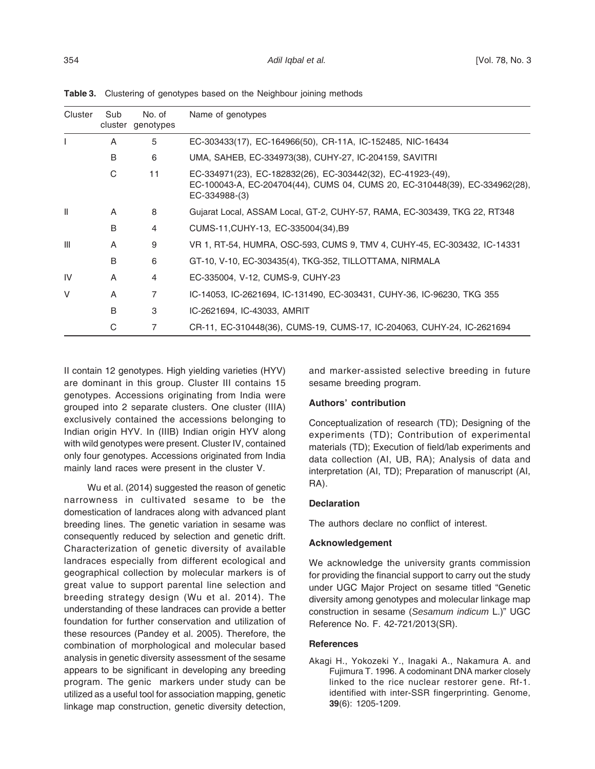**Table 3.** Clustering of genotypes based on the Neighbour joining methods

| Cluster | Sub cluster | No. of genotypes | Name of genotypes |
|---|---|---|---|
| I | A | 5 | EC-303433(17), EC-164966(50), CR-11A, IC-152485, NIC-16434 |
| | B | 6 | UMA, SAHEB, EC-334973(38), CUHY-27, IC-204159, SAVITRI |
| | C | 11 | EC-334971(23), EC-182832(26), EC-303442(32), EC-41923-(49), EC-100043-A, EC-204704(44), CUMS 04, CUMS 20, EC-310448(39), EC-334962(28), EC-334988-(3) |
| II | A | 8 | Gujarat Local, ASSAM Local, GT-2, CUHY-57, RAMA, EC-303439, TKG 22, RT348 |
| | B | 4 | CUMS-11,CUHY-13, EC-335004(34),B9 |
| III | A | 9 | VR 1, RT-54, HUMRA, OSC-593, CUMS 9, TMV 4, CUHY-45, EC-303432, IC-14331 |
| | B | 6 | GT-10, V-10, EC-303435(4), TKG-352, TILLOTTAMA, NIRMALA |
| IV | A | 4 | EC-335004, V-12, CUMS-9, CUHY-23 |
| V | A | 7 | IC-14053, IC-2621694, IC-131490, EC-303431, CUHY-36, IC-96230, TKG 355 |
| | B | 3 | IC-2621694, IC-43033, AMRIT |
| | C | 7 | CR-11, EC-310448(36), CUMS-19, CUMS-17, IC-204063, CUHY-24, IC-2621694 |

II contain 12 genotypes. High yielding varieties (HYV) are dominant in this group. Cluster III contains 15 genotypes. Accessions originating from India were grouped into 2 separate clusters. One cluster (IIIA) exclusively contained the accessions belonging to Indian origin HYV. In (IIIB) Indian origin HYV along with wild genotypes were present. Cluster IV, contained only four genotypes. Accessions originated from India mainly land races were present in the cluster V.

Wu et al. (2014) suggested the reason of genetic narrowness in cultivated sesame to be the domestication of landraces along with advanced plant breeding lines. The genetic variation in sesame was consequently reduced by selection and genetic drift. Characterization of genetic diversity of available landraces especially from different ecological and geographical collection by molecular markers is of great value to support parental line selection and breeding strategy design (Wu et al. 2014). The understanding of these landraces can provide a better foundation for further conservation and utilization of these resources (Pandey et al. 2005). Therefore, the combination of morphological and molecular based analysis in genetic diversity assessment of the sesame appears to be significant in developing any breeding program. The genic markers under study can be utilized as a useful tool for association mapping, genetic linkage map construction, genetic diversity detection, and marker-assisted selective breeding in future sesame breeding program.

### Authors' contribution

Conceptualization of research (TD); Designing of the experiments (TD); Contribution of experimental materials (TD); Execution of field/lab experiments and data collection (AI, UB, RA); Analysis of data and interpretation (AI, TD); Preparation of manuscript (AI, RA).

### Declaration

The authors declare no conflict of interest.

### Acknowledgement

We acknowledge the university grants commission for providing the financial support to carry out the study under UGC Major Project on sesame titled "Genetic diversity among genotypes and molecular linkage map construction in sesame (*Sesamum indicum* L.)" UGC Reference No. F. 42-721/2013(SR).

### References

Akagi H., Yokozeki Y., Inagaki A., Nakamura A. and Fujimura T. 1996. A codominant DNA marker closely linked to the rice nuclear restorer gene. Rf-1. identified with inter-SSR fingerprinting. Genome, **39**(6): 1205-1209.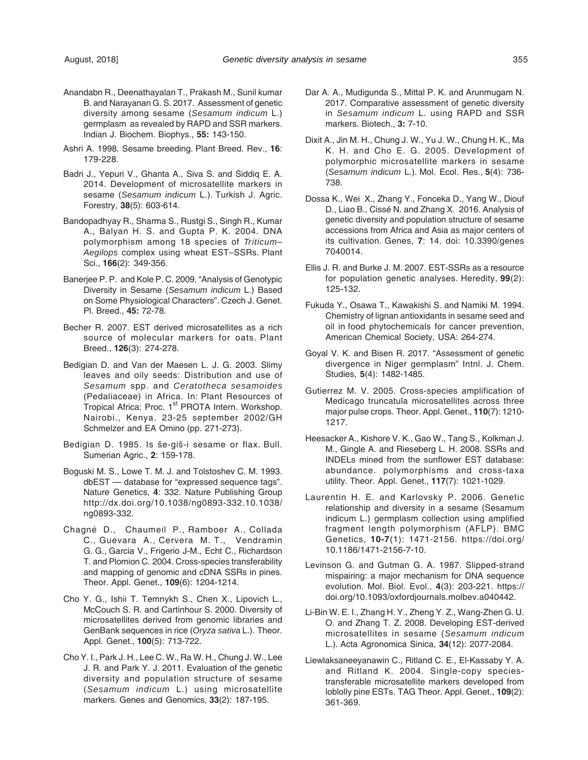Anandabn R., Deenathayalan T., Prakash M., Sunil kumar B. and Narayanan G. S. 2017. Assessment of genetic diversity among sesame (*Sesamum indicum* L.) germplasm as revealed by RAPD and SSR markers. Indian J. Biochem. Biophys., **55:** 143-150.

Ashri A. 1998. Sesame breeding. Plant Breed. Rev., **16**: 179-228.

Badri J., Yepuri V., Ghanta A., Siva S. and Siddiq E. A. 2014. Development of microsatellite markers in sesame (*Sesamum indicum* L.). Turkish J. Agric. Forestry, **38**(5): 603-614.

Bandopadhyay R., Sharma S., Rustgi S., Singh R., Kumar A., Balyan H. S. and Gupta P. K. 2004. DNA polymorphism among 18 species of *Triticum–Aegilops* complex using wheat EST–SSRs. Plant Sci., **166**(2): 349-356.

Banerjee P. P. and Kole P. C. 2009. "Analysis of Genotypic Diversity in Sesame (*Sesamum indicum* L.) Based on Some Physiological Characters". Czech J. Genet. Pl. Breed., **45:** 72-78.

Becher R. 2007. EST derived microsatellites as a rich source of molecular markers for oats. Plant Breed., **126**(3): 274-278.

Bedigian D. and Van der Maesen L. J. G. 2003. Slimy leaves and oily seeds: Distribution and use of *Sesamum* spp. and *Ceratotheca sesamoides* (Pedaliaceae) in Africa. In: Plant Resources of Tropical Africa: Proc. 1st PROTA Intern. Workshop. Nairobi., Kenya. 23-25 september 2002/GH Schmelzer and EA Omino (pp. 271-273).

Bedigian D. 1985. Is še-giš-i sesame or flax. Bull. Sumerian Agric., **2**: 159-178.

Boguski M. S., Lowe T. M. J. and Tolstoshev C. M. 1993. dbEST — database for "expressed sequence tags". Nature Genetics, **4**: 332. Nature Publishing Group http://dx.doi.org/10.1038/ng0893-332.10.1038/ng0893-332.

Chagné D., Chaumeil P., Ramboer A., Collada C., Guevara A., Cervera M. T., Vendramin G. G., Garcia V., Frigerio J-M., Echt C., Richardson T. and Plomion C. 2004. Cross-species transferability and mapping of genomic and cDNA SSRs in pines. Theor. Appl. Genet., **109**(6): 1204-1214.

Cho Y. G., Ishii T. Temnykh S., Chen X., Lipovich L., McCouch S. R. and Cartinhour S. 2000. Diversity of microsatellites derived from genomic libraries and GenBank sequences in rice (*Oryza sativa* L.). Theor. Appl. Genet., **100**(5): 713-722.

Cho Y. I., Park J. H., Lee C. W., Ra W. H., Chung J. W., Lee J. R. and Park Y. J. 2011. Evaluation of the genetic diversity and population structure of sesame (*Sesamum indicum* L.) using microsatellite markers. Genes and Genomics, **33**(2): 187-195.

Dar A. A., Mudigunda S., Mittal P. K. and Arunmugam N. 2017. Comparative assessment of genetic diversity in *Sesamum indicum* L. using RAPD and SSR markers. Biotech., **3:** 7-10.

Dixit A., Jin M. H., Chung J. W., Yu J. W., Chung H. K., Ma K. H. and Cho E. G. 2005. Development of polymorphic microsatellite markers in sesame (*Sesamum indicum* L.). Mol. Ecol. Res., **5**(4): 736-738.

Dossa K., Wei X., Zhang Y., Fonceka D., Yang W., Diouf D., Liao B., Cissé N. and Zhang X. 2016. Analysis of genetic diversity and population structure of sesame accessions from Africa and Asia as major centers of its cultivation. Genes, **7**: 14. doi: 10.3390/genes 7040014.

Ellis J. R. and Burke J. M. 2007. EST-SSRs as a resource for population genetic analyses. Heredity, **99**(2): 125-132.

Fukuda Y., Osawa T., Kawakishi S. and Namiki M. 1994. Chemistry of lignan antioxidants in sesame seed and oil in food phytochemicals for cancer prevention, American Chemical Society, USA: 264-274.

Goyal V. K. and Bisen R. 2017. "Assessment of genetic divergence in Niger germplasm" Intnl. J. Chem. Studies, **5**(4): 1482-1485.

Gutierrez M. V. 2005. Cross-species amplification of Medicago truncatula microsatellites across three major pulse crops. Theor. Appl. Genet., **110**(7): 1210-1217.

Heesacker A., Kishore V. K., Gao W., Tang S., Kolkman J. M., Gingle A. and Rieseberg L. H. 2008. SSRs and INDELs mined from the sunflower EST database: abundance. polymorphisms and cross-taxa utility. Theor. Appl. Genet., **117**(7): 1021-1029.

Laurentin H. E. and Karlovsky P. 2006. Genetic relationship and diversity in a sesame (Sesamum indicum L.) germplasm collection using amplified fragment length polymorphism (AFLP). BMC Genetics, **10-7**(1): 1471-2156. https://doi.org/10.1186/1471-2156-7-10.

Levinson G. and Gutman G. A. 1987. Slipped-strand mispairing: a major mechanism for DNA sequence evolution. Mol. Biol. Evol., **4**(3): 203-221. https://doi.org/10.1093/oxfordjournals.molbev.a040442.

Li-Bin W. E. I., Zhang H. Y., Zheng Y. Z., Wang-Zhen G. U. O. and Zhang T. Z. 2008. Developing EST-derived microsatellites in sesame (*Sesamum indicum* L.). Acta Agronomica Sinica, **34**(12): 2077-2084.

Liewlaksaneeyanawin C., Ritland C. E., El-Kassaby Y. A. and Ritland K. 2004. Single-copy species-transferable microsatellite markers developed from loblolly pine ESTs. TAG Theor. Appl. Genet., **109**(2): 361-369.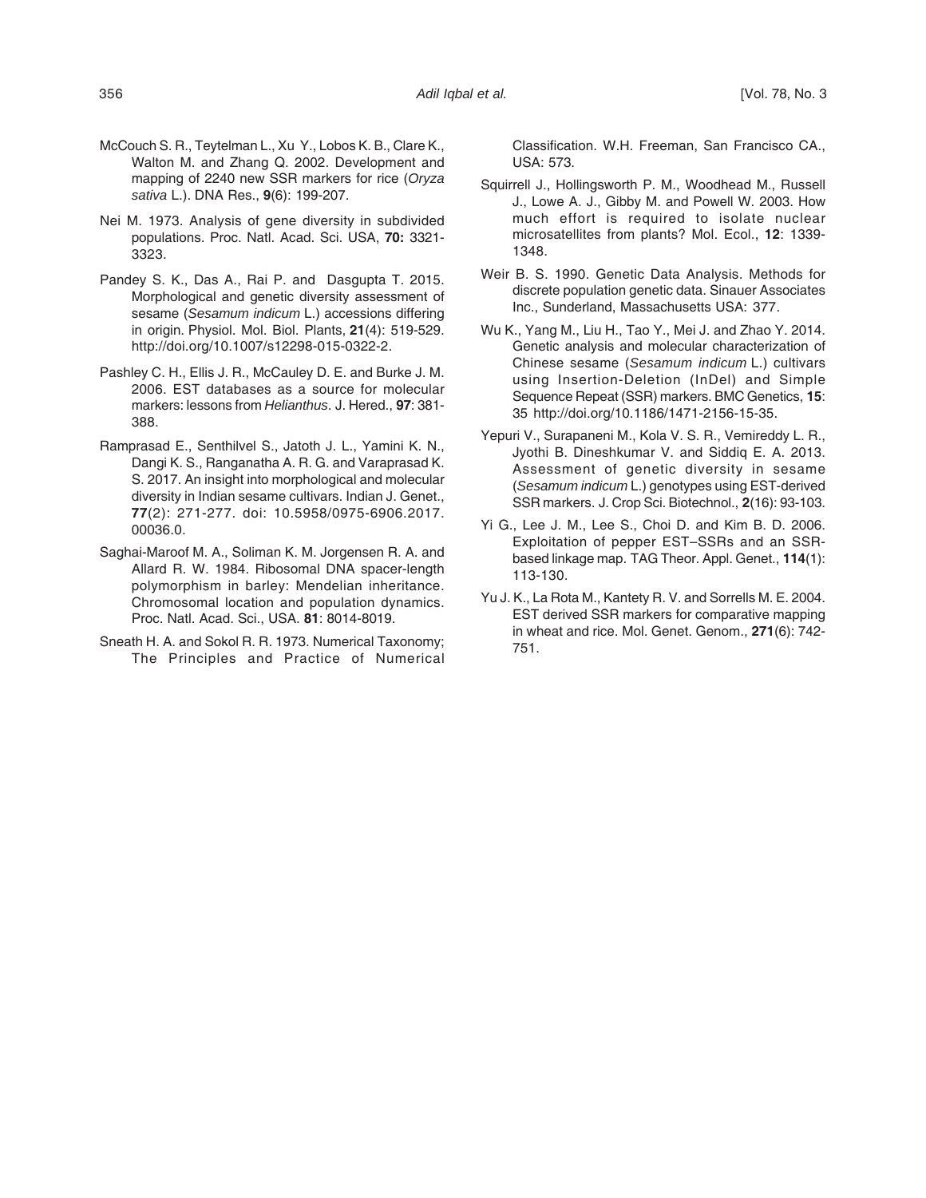McCouch S. R., Teytelman L., Xu Y., Lobos K. B., Clare K., Walton M. and Zhang Q. 2002. Development and mapping of 2240 new SSR markers for rice (*Oryza sativa* L.). DNA Res., **9**(6): 199-207.

Nei M. 1973. Analysis of gene diversity in subdivided populations. Proc. Natl. Acad. Sci. USA, **70:** 3321-3323.

Pandey S. K., Das A., Rai P. and Dasgupta T. 2015. Morphological and genetic diversity assessment of sesame (*Sesamum indicum* L.) accessions differing in origin. Physiol. Mol. Biol. Plants, **21**(4): 519-529. http://doi.org/10.1007/s12298-015-0322-2.

Pashley C. H., Ellis J. R., McCauley D. E. and Burke J. M. 2006. EST databases as a source for molecular markers: lessons from *Helianthus*. J. Hered., **97**: 381-388.

Ramprasad E., Senthilvel S., Jatoth J. L., Yamini K. N., Dangi K. S., Ranganatha A. R. G. and Varaprasad K. S. 2017. An insight into morphological and molecular diversity in Indian sesame cultivars. Indian J. Genet., **77**(2): 271-277. doi: 10.5958/0975-6906.2017.00036.0.

Saghai-Maroof M. A., Soliman K. M. Jorgensen R. A. and Allard R. W. 1984. Ribosomal DNA spacer-length polymorphism in barley: Mendelian inheritance. Chromosomal location and population dynamics. Proc. Natl. Acad. Sci., USA. **81**: 8014-8019.

Sneath H. A. and Sokol R. R. 1973. Numerical Taxonomy; The Principles and Practice of Numerical Classification. W.H. Freeman, San Francisco CA., USA: 573.

Squirrell J., Hollingsworth P. M., Woodhead M., Russell J., Lowe A. J., Gibby M. and Powell W. 2003. How much effort is required to isolate nuclear microsatellites from plants? Mol. Ecol., **12**: 1339-1348.

Weir B. S. 1990. Genetic Data Analysis. Methods for discrete population genetic data. Sinauer Associates Inc., Sunderland, Massachusetts USA: 377.

Wu K., Yang M., Liu H., Tao Y., Mei J. and Zhao Y. 2014. Genetic analysis and molecular characterization of Chinese sesame (*Sesamum indicum* L.) cultivars using Insertion-Deletion (InDel) and Simple Sequence Repeat (SSR) markers. BMC Genetics, **15**: 35 http://doi.org/10.1186/1471-2156-15-35.

Yepuri V., Surapaneni M., Kola V. S. R., Vemireddy L. R., Jyothi B. Dineshkumar V. and Siddiq E. A. 2013. Assessment of genetic diversity in sesame (*Sesamum indicum* L.) genotypes using EST-derived SSR markers. J. Crop Sci. Biotechnol., **2**(16): 93-103.

Yi G., Lee J. M., Lee S., Choi D. and Kim B. D. 2006. Exploitation of pepper EST–SSRs and an SSR-based linkage map. TAG Theor. Appl. Genet., **114**(1): 113-130.

Yu J. K., La Rota M., Kantety R. V. and Sorrells M. E. 2004. EST derived SSR markers for comparative mapping in wheat and rice. Mol. Genet. Genom., **271**(6): 742-751.